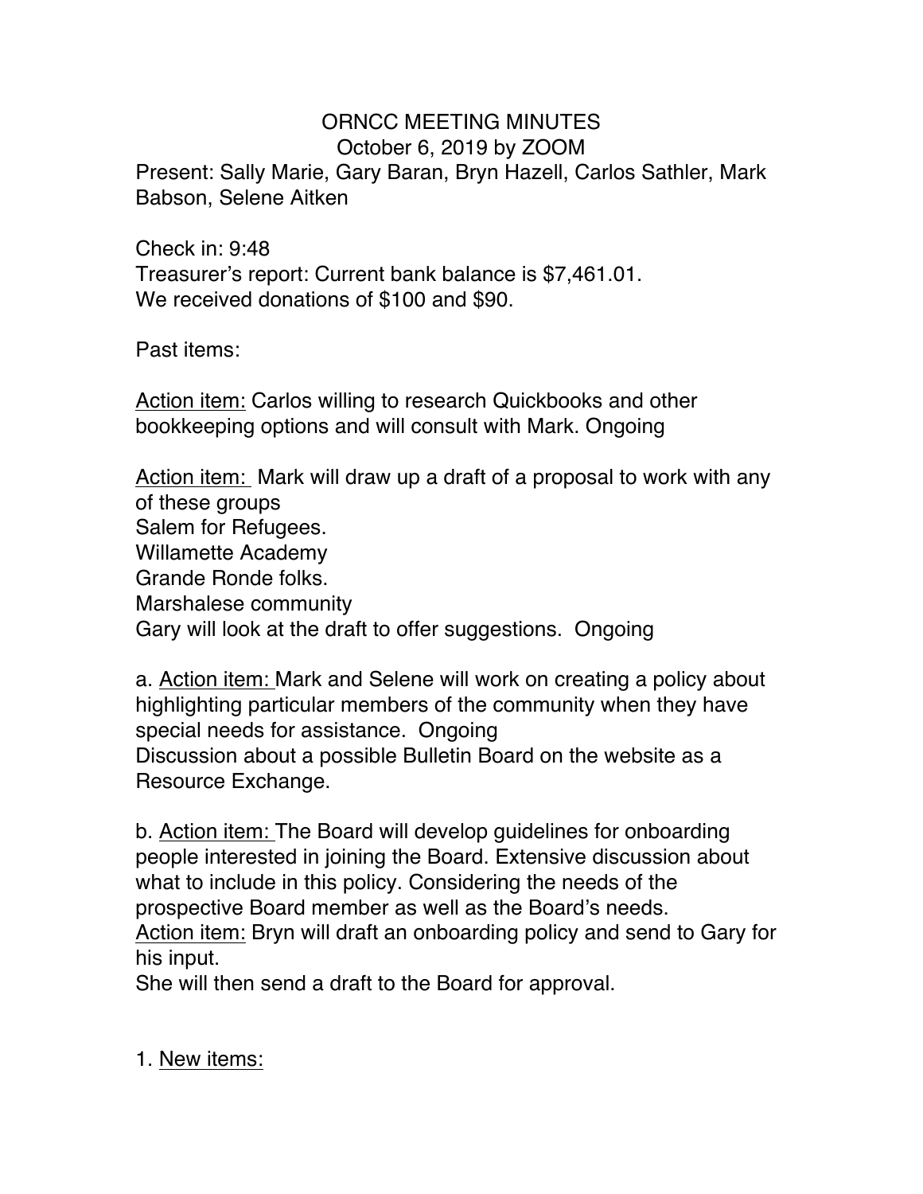# ORNCC MEETING MINUTES

October 6, 2019 by ZOOM

Present: Sally Marie, Gary Baran, Bryn Hazell, Carlos Sathler, Mark Babson, Selene Aitken

Check in: 9:48

Treasurer's report: Current bank balance is $7,461.01.
We received donations of $100 and $90.

Past items:

<u>Action item:</u> Carlos willing to research Quickbooks and other bookkeeping options and will consult with Mark. Ongoing

<u>Action item:</u> Mark will draw up a draft of a proposal to work with any of these groups
Salem for Refugees.
Willamette Academy
Grande Ronde folks.
Marshalese community
Gary will look at the draft to offer suggestions. Ongoing

a. <u>Action item:</u> Mark and Selene will work on creating a policy about highlighting particular members of the community when they have special needs for assistance. Ongoing
Discussion about a possible Bulletin Board on the website as a Resource Exchange.

b. <u>Action item:</u> The Board will develop guidelines for onboarding people interested in joining the Board. Extensive discussion about what to include in this policy. Considering the needs of the prospective Board member as well as the Board's needs.
<u>Action item:</u> Bryn will draft an onboarding policy and send to Gary for his input.
She will then send a draft to the Board for approval.

1. <u>New items:</u>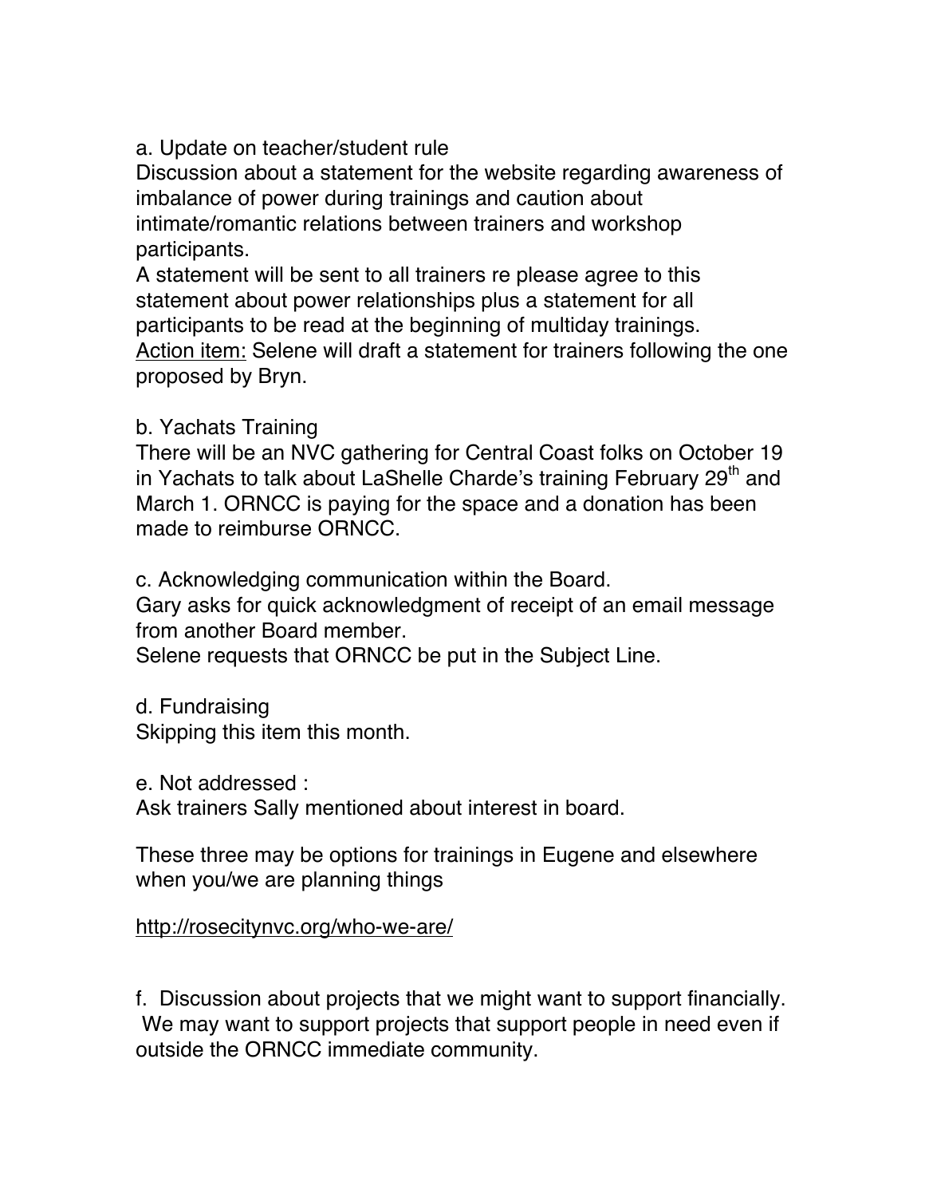a. Update on teacher/student rule
Discussion about a statement for the website regarding awareness of imbalance of power during trainings and caution about intimate/romantic relations between trainers and workshop participants.
A statement will be sent to all trainers re please agree to this statement about power relationships plus a statement for all participants to be read at the beginning of multiday trainings.
Action item: Selene will draft a statement for trainers following the one proposed by Bryn.

b. Yachats Training
There will be an NVC gathering for Central Coast folks on October 19 in Yachats to talk about LaShelle Charde's training February 29th and March 1. ORNCC is paying for the space and a donation has been made to reimburse ORNCC.

c. Acknowledging communication within the Board.
Gary asks for quick acknowledgment of receipt of an email message from another Board member.
Selene requests that ORNCC be put in the Subject Line.

d. Fundraising
Skipping this item this month.

e. Not addressed :
Ask trainers Sally mentioned about interest in board.

These three may be options for trainings in Eugene and elsewhere when you/we are planning things

http://rosecitynvc.org/who-we-are/

f. Discussion about projects that we might want to support financially. We may want to support projects that support people in need even if outside the ORNCC immediate community.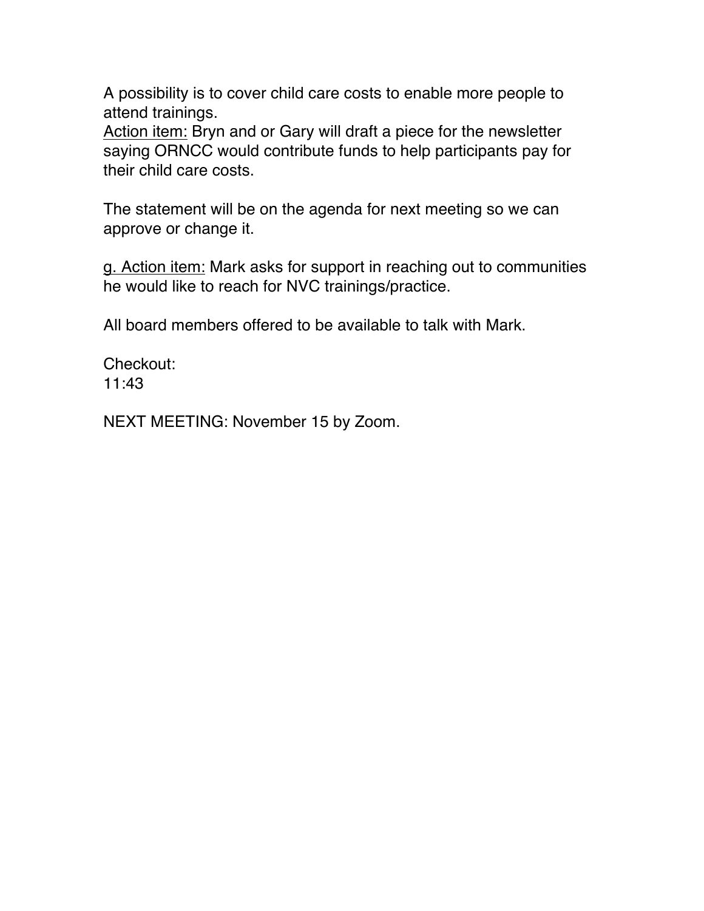A possibility is to cover child care costs to enable more people to attend trainings.
<u>Action item:</u> Bryn and or Gary will draft a piece for the newsletter saying ORNCC would contribute funds to help participants pay for their child care costs.

The statement will be on the agenda for next meeting so we can approve or change it.

<u>g. Action item:</u> Mark asks for support in reaching out to communities he would like to reach for NVC trainings/practice.

All board members offered to be available to talk with Mark.

Checkout:
11:43

NEXT MEETING: November 15 by Zoom.